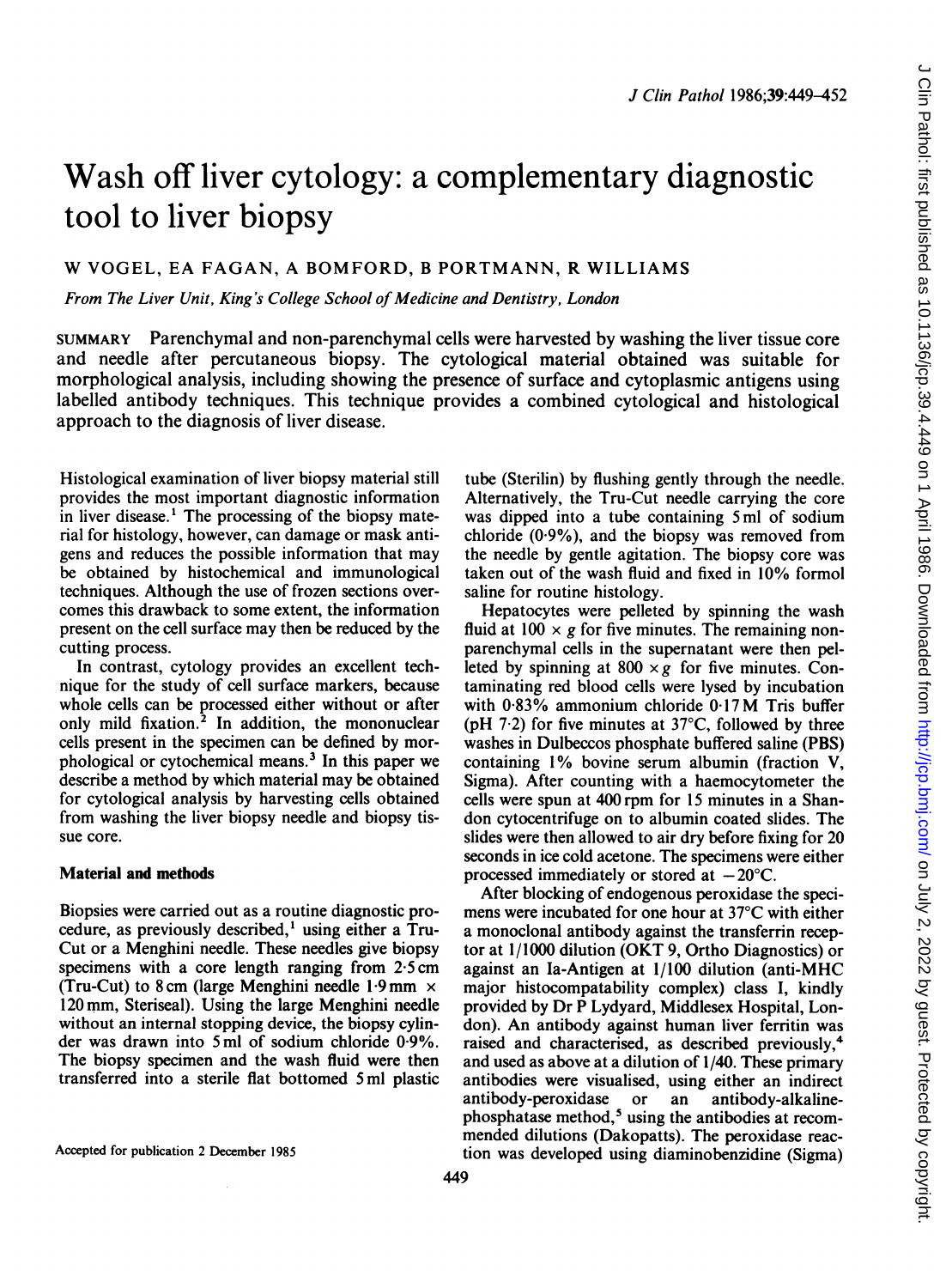# Wash off liver cytology: a complementary diagnostic tool to liver biopsy

W VOGEL, EA FAGAN, A BOMFORD, B PORTMANN, R WILLIAMS

*From The Liver Unit, King's College School of Medicine and Dentistry, London*

SUMMARY Parenchymal and non-parenchymal cells were harvested by washing the liver tissue core and needle after percutaneous biopsy. The cytological material obtained was suitable for morphological analysis, including showing the presence of surface and cytoplasmic antigens using labelled antibody techniques. This technique provides a combined cytological and histological approach to the diagnosis of liver disease.

Histological examination of liver biopsy material still provides the most important diagnostic information in liver disease.[1] The processing of the biopsy material for histology, however, can damage or mask antigens and reduces the possible information that may be obtained by histochemical and immunological techniques. Although the use of frozen sections overcomes this drawback to some extent, the information present on the cell surface may then be reduced by the cutting process.

In contrast, cytology provides an excellent technique for the study of cell surface markers, because whole cells can be processed either without or after only mild fixation.[2] In addition, the mononuclear cells present in the specimen can be defined by morphological or cytochemical means.[3] In this paper we describe a method by which material may be obtained for cytological analysis by harvesting cells obtained from washing the liver biopsy needle and biopsy tissue core.

## Material and methods

Biopsies were carried out as a routine diagnostic procedure, as previously described,[1] using either a Tru-Cut or a Menghini needle. These needles give biopsy specimens with a core length ranging from 2·5 cm (Tru-Cut) to 8 cm (large Menghini needle 1·9 mm × 120 mm, Steriseal). Using the large Menghini needle without an internal stopping device, the biopsy cylinder was drawn into 5 ml of sodium chloride 0·9%. The biopsy specimen and the wash fluid were then transferred into a sterile flat bottomed 5 ml plastic tube (Sterilin) by flushing gently through the needle. Alternatively, the Tru-Cut needle carrying the core was dipped into a tube containing 5 ml of sodium chloride (0·9%), and the biopsy was removed from the needle by gentle agitation. The biopsy core was taken out of the wash fluid and fixed in 10% formol saline for routine histology.

Hepatocytes were pelleted by spinning the wash fluid at $100 \times g$ for five minutes. The remaining non-parenchymal cells in the supernatant were then pelleted by spinning at $800 \times g$ for five minutes. Contaminating red blood cells were lysed by incubation with 0·83% ammonium chloride 0·17 M Tris buffer (pH 7·2) for five minutes at 37°C, followed by three washes in Dulbeccos phosphate buffered saline (PBS) containing 1% bovine serum albumin (fraction V, Sigma). After counting with a haemocytometer the cells were spun at 400 rpm for 15 minutes in a Shandon cytocentrifuge on to albumin coated slides. The slides were then allowed to air dry before fixing for 20 seconds in ice cold acetone. The specimens were either processed immediately or stored at −20°C.

After blocking of endogenous peroxidase the specimens were incubated for one hour at 37°C with either a monoclonal antibody against the transferrin receptor at 1/1000 dilution (OKT 9, Ortho Diagnostics) or against an Ia-Antigen at 1/100 dilution (anti-MHC major histocompatability complex) class I, kindly provided by Dr P Lydyard, Middlesex Hospital, London). An antibody against human liver ferritin was raised and characterised, as described previously,[4] and used as above at a dilution of 1/40. These primary antibodies were visualised, using either an indirect antibody-peroxidase or an antibody-alkaline-phosphatase method,[5] using the antibodies at recommended dilutions (Dakopatts). The peroxidase reaction was developed using diaminobenzidine (Sigma)

Accepted for publication 2 December 1985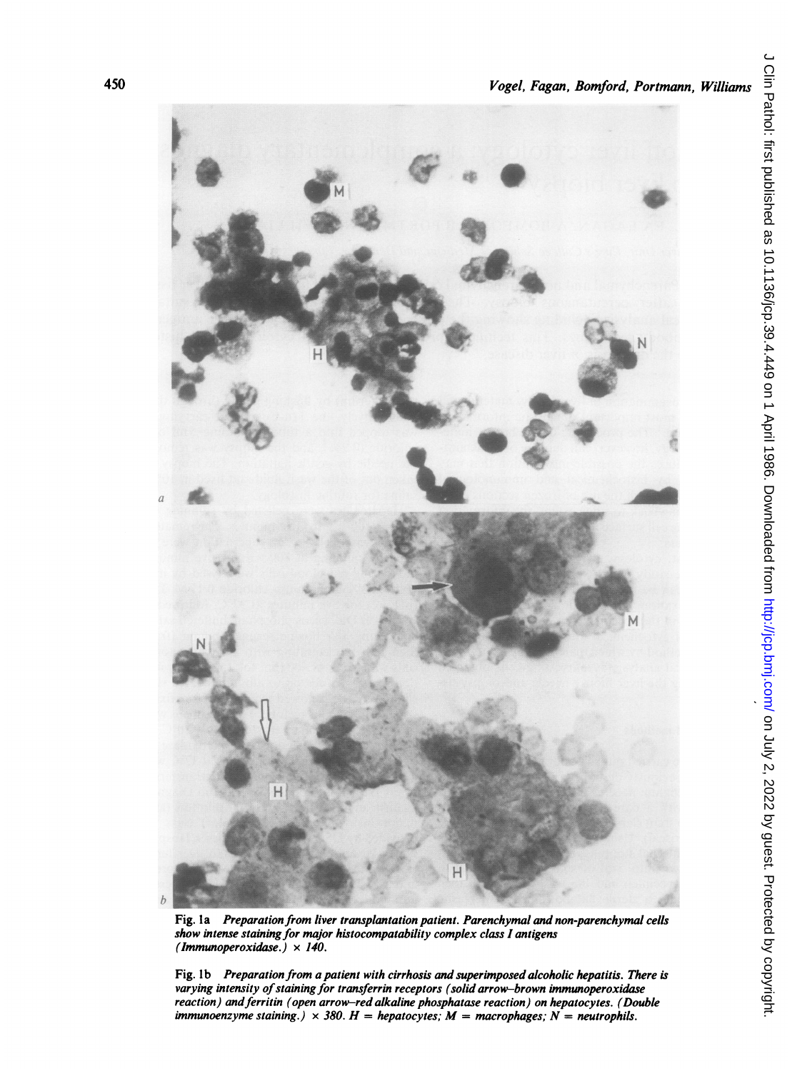Fig. 1a *Preparation from liver transplantation patient. Parenchymal and non-parenchymal cells show intense staining for major histocompatability complex class I antigens (Immunoperoxidase.) × 140.*

Fig. 1b *Preparation from a patient with cirrhosis and superimposed alcoholic hepatitis. There is varying intensity of staining for transferrin receptors (solid arrow–brown immunoperoxidase reaction) and ferritin (open arrow–red alkaline phosphatase reaction) on hepatocytes. (Double immunoenzyme staining.) × 380. H = hepatocytes; M = macrophages; N = neutrophils.*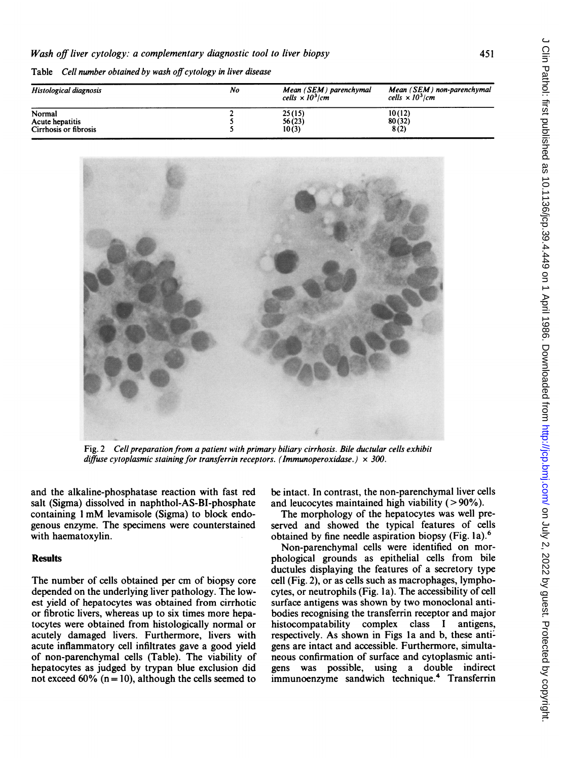Table *Cell number obtained by wash off cytology in liver disease*

| *Histological diagnosis* | *No* | *Mean (SEM) parenchymal cells × $10^3$/cm* | *Mean (SEM) non-parenchymal cells × $10^3$/cm* |
|---|---|---|---|
| Normal | 2 | 25 (15) | 10 (12) |
| Acute hepatitis | 5 | 56 (23) | 80 (32) |
| Cirrhosis or fibrosis | 5 | 10 (3) | 8 (2) |

Fig. 2 *Cell preparation from a patient with primary biliary cirrhosis. Bile ductular cells exhibit diffuse cytoplasmic staining for transferrin receptors. (Immunoperoxidase.)* × *300.*

and the alkaline-phosphatase reaction with fast red salt (Sigma) dissolved in naphthol-AS-BI-phosphate containing 1 mM levamisole (Sigma) to block endogenous enzyme. The specimens were counterstained with haematoxylin.

## Results

The number of cells obtained per cm of biopsy core depended on the underlying liver pathology. The lowest yield of hepatocytes was obtained from cirrhotic or fibrotic livers, whereas up to six times more hepatocytes were obtained from histologically normal or acutely damaged livers. Furthermore, livers with acute inflammatory cell infiltrates gave a good yield of non-parenchymal cells (Table). The viability of hepatocytes as judged by trypan blue exclusion did not exceed 60% (n = 10), although the cells seemed to be intact. In contrast, the non-parenchymal liver cells and leucocytes maintained high viability (> 90%).

The morphology of the hepatocytes was well preserved and showed the typical features of cells obtained by fine needle aspiration biopsy (Fig. 1a).[6]

Non-parenchymal cells were identified on morphological grounds as epithelial cells from bile ductules displaying the features of a secretory type cell (Fig. 2), or as cells such as macrophages, lymphocytes, or neutrophils (Fig. 1a). The accessibility of cell surface antigens was shown by two monoclonal antibodies recognising the transferrin receptor and major histocompatability complex class I antigens, respectively. As shown in Figs 1a and b, these antigens are intact and accessible. Furthermore, simultaneous confirmation of surface and cytoplasmic antigens was possible, using a double indirect immunoenzyme sandwich technique.[4] Transferrin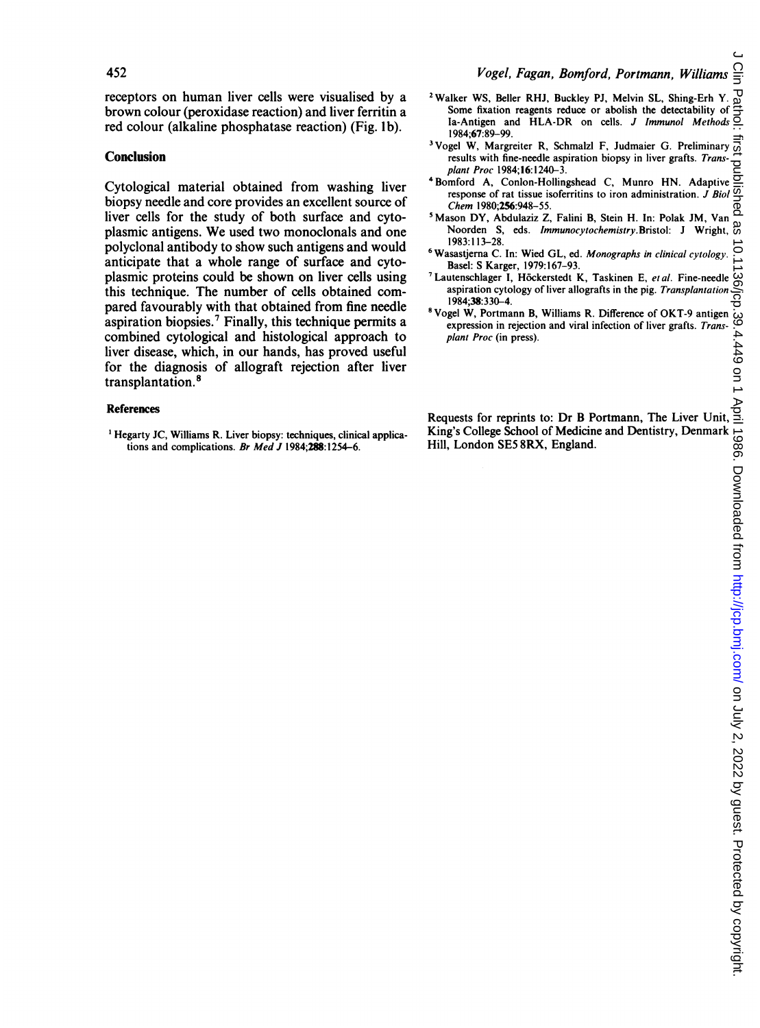receptors on human liver cells were visualised by a brown colour (peroxidase reaction) and liver ferritin a red colour (alkaline phosphatase reaction) (Fig. 1b).

## Conclusion

Cytological material obtained from washing liver biopsy needle and core provides an excellent source of liver cells for the study of both surface and cytoplasmic antigens. We used two monoclonals and one polyclonal antibody to show such antigens and would anticipate that a whole range of surface and cytoplasmic proteins could be shown on liver cells using this technique. The number of cells obtained compared favourably with that obtained from fine needle aspiration biopsies.[7] Finally, this technique permits a combined cytological and histological approach to liver disease, which, in our hands, has proved useful for the diagnosis of allograft rejection after liver transplantation.[8]

### References

[1] Hegarty JC, Williams R. Liver biopsy: techniques, clinical applications and complications. *Br Med J* 1984;**288**:1254–6.

[2] Walker WS, Beller RHJ, Buckley PJ, Melvin SL, Shing-Erh Y. Some fixation reagents reduce or abolish the detectability of Ia-Antigen and HLA-DR on cells. *J Immunol Methods* 1984;**67**:89–99.

[3] Vogel W, Margreiter R, Schmalzl F, Judmaier G. Preliminary results with fine-needle aspiration biopsy in liver grafts. *Transplant Proc* 1984;**16**:1240–3.

[4] Bomford A, Conlon-Hollingshead C, Munro HN. Adaptive response of rat tissue isoferritins to iron administration. *J Biol Chem* 1980;**256**:948–55.

[5] Mason DY, Abdulaziz Z, Falini B, Stein H. In: Polak JM, Van Noorden S, eds. *Immunocytochemistry*. Bristol: J Wright, 1983:113–28.

[6] Wasastjerna C. In: Wied GL, ed. *Monographs in clinical cytology*. Basel: S Karger, 1979:167–93.

[7] Lautenschlager I, Höckerstedt K, Taskinen E, *et al*. Fine-needle aspiration cytology of liver allografts in the pig. *Transplantation* 1984;**38**:330–4.

[8] Vogel W, Portmann B, Williams R. Difference of OKT-9 antigen expression in rejection and viral infection of liver grafts. *Transplant Proc* (in press).

Requests for reprints to: Dr B Portmann, The Liver Unit, King's College School of Medicine and Dentistry, Denmark Hill, London SE5 8RX, England.